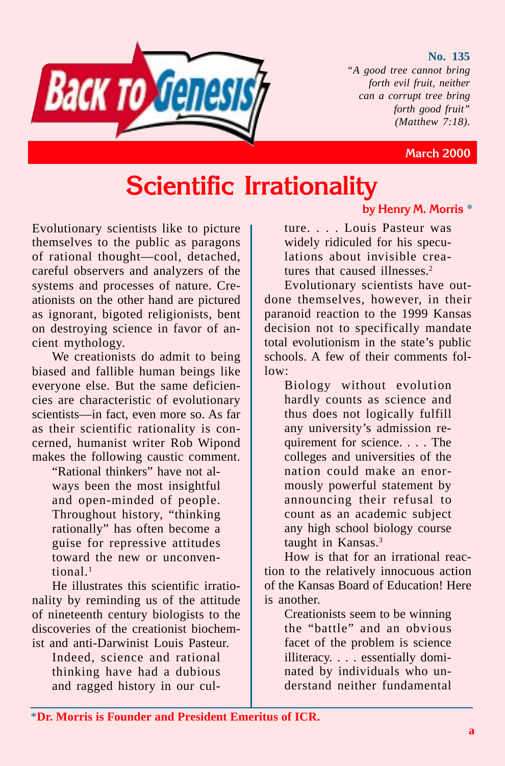Back to Genesis

**No. 135**

*"A good tree cannot bring forth evil fruit, neither can a corrupt tree bring forth good fruit" (Matthew 7:18).*

March 2000

# Scientific Irrationality

**by Henry M. Morris** *

Evolutionary scientists like to picture themselves to the public as paragons of rational thought—cool, detached, careful observers and analyzers of the systems and processes of nature. Creationists on the other hand are pictured as ignorant, bigoted religionists, bent on destroying science in favor of ancient mythology.

We creationists do admit to being biased and fallible human beings like everyone else. But the same deficiencies are characteristic of evolutionary scientists—in fact, even more so. As far as their scientific rationality is concerned, humanist writer Rob Wipond makes the following caustic comment.

> "Rational thinkers" have not always been the most insightful and open-minded of people. Throughout history, "thinking rationally" has often become a guise for repressive attitudes toward the new or unconventional.[1]

He illustrates this scientific irrationality by reminding us of the attitude of nineteenth century biologists to the discoveries of the creationist biochemist and anti-Darwinist Louis Pasteur.

> Indeed, science and rational thinking have had a dubious and ragged history in our culture. . . . Louis Pasteur was widely ridiculed for his speculations about invisible creatures that caused illnesses.[2]

Evolutionary scientists have outdone themselves, however, in their paranoid reaction to the 1999 Kansas decision not to specifically mandate total evolutionism in the state's public schools. A few of their comments follow:

> Biology without evolution hardly counts as science and thus does not logically fulfill any university's admission requirement for science. . . . The colleges and universities of the nation could make an enormously powerful statement by announcing their refusal to count as an academic subject any high school biology course taught in Kansas.[3]

How is that for an irrational reaction to the relatively innocuous action of the Kansas Board of Education! Here is another.

> Creationists seem to be winning the "battle" and an obvious facet of the problem is science illiteracy. . . . essentially dominated by individuals who understand neither fundamental

*Dr. Morris is Founder and President Emeritus of ICR.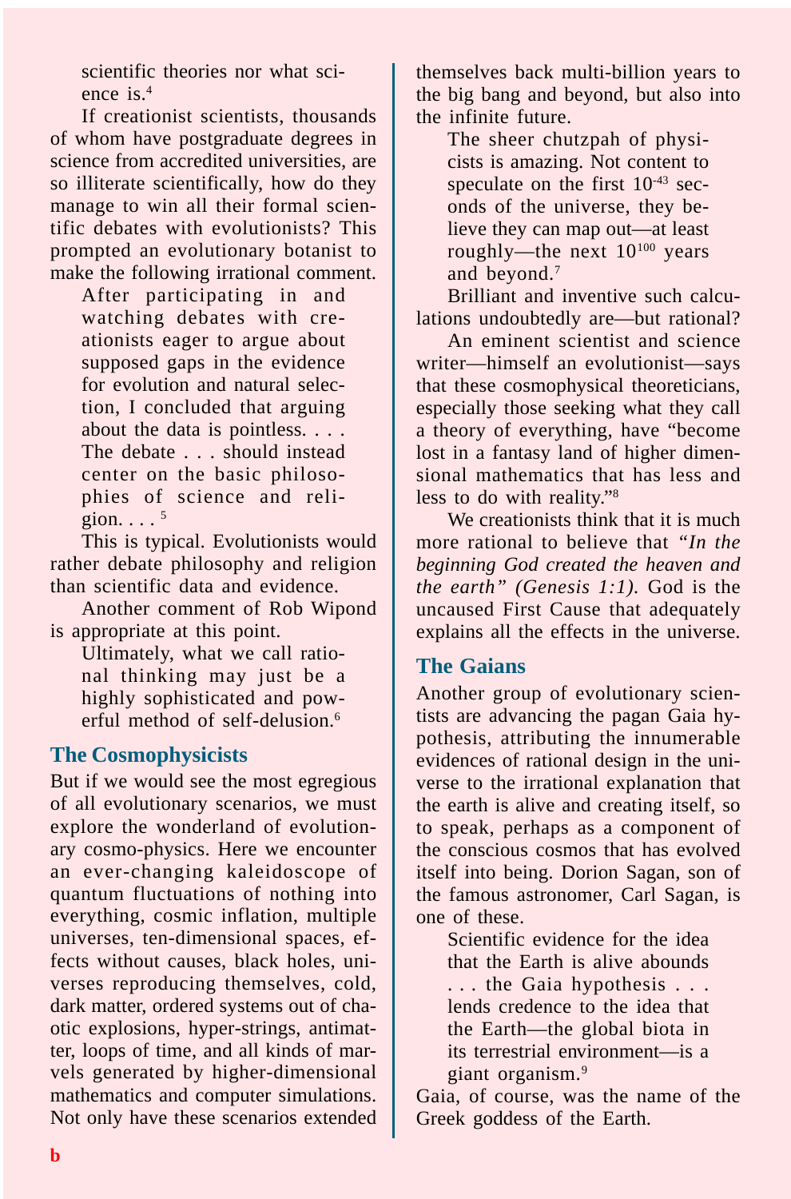scientific theories nor what science is.[4]

If creationist scientists, thousands of whom have postgraduate degrees in science from accredited universities, are so illiterate scientifically, how do they manage to win all their formal scientific debates with evolutionists? This prompted an evolutionary botanist to make the following irrational comment.

> After participating in and watching debates with creationists eager to argue about supposed gaps in the evidence for evolution and natural selection, I concluded that arguing about the data is pointless. . . . The debate . . . should instead center on the basic philosophies of science and religion. . . . [5]

This is typical. Evolutionists would rather debate philosophy and religion than scientific data and evidence.

Another comment of Rob Wipond is appropriate at this point.

> Ultimately, what we call rational thinking may just be a highly sophisticated and powerful method of self-delusion.[6]

## The Cosmophysicists

But if we would see the most egregious of all evolutionary scenarios, we must explore the wonderland of evolutionary cosmo-physics. Here we encounter an ever-changing kaleidoscope of quantum fluctuations of nothing into everything, cosmic inflation, multiple universes, ten-dimensional spaces, effects without causes, black holes, universes reproducing themselves, cold, dark matter, ordered systems out of chaotic explosions, hyper-strings, antimatter, loops of time, and all kinds of marvels generated by higher-dimensional mathematics and computer simulations. Not only have these scenarios extended themselves back multi-billion years to the big bang and beyond, but also into the infinite future.

> The sheer chutzpah of physicists is amazing. Not content to speculate on the first $10^{-43}$ seconds of the universe, they believe they can map out—at least roughly—the next $10^{100}$ years and beyond.[7]

Brilliant and inventive such calculations undoubtedly are—but rational?

An eminent scientist and science writer—himself an evolutionist—says that these cosmophysical theoreticians, especially those seeking what they call a theory of everything, have "become lost in a fantasy land of higher dimensional mathematics that has less and less to do with reality."[8]

We creationists think that it is much more rational to believe that *"In the beginning God created the heaven and the earth" (Genesis 1:1).* God is the uncaused First Cause that adequately explains all the effects in the universe.

## The Gaians

Another group of evolutionary scientists are advancing the pagan Gaia hypothesis, attributing the innumerable evidences of rational design in the universe to the irrational explanation that the earth is alive and creating itself, so to speak, perhaps as a component of the conscious cosmos that has evolved itself into being. Dorion Sagan, son of the famous astronomer, Carl Sagan, is one of these.

> Scientific evidence for the idea that the Earth is alive abounds . . . the Gaia hypothesis . . . lends credence to the idea that the Earth—the global biota in its terrestrial environment—is a giant organism.[9]

Gaia, of course, was the name of the Greek goddess of the Earth.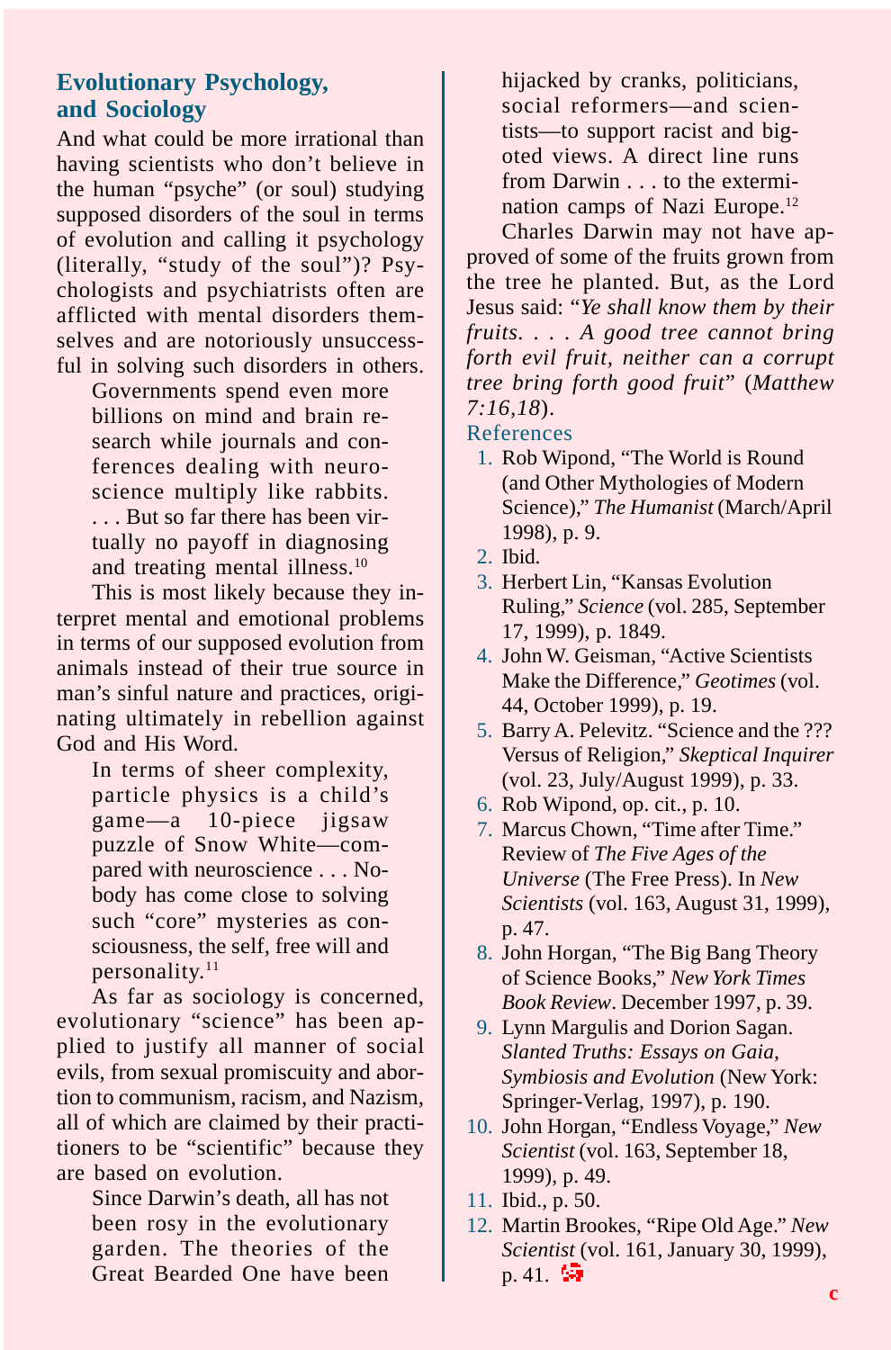## Evolutionary Psychology, and Sociology

And what could be more irrational than having scientists who don't believe in the human "psyche" (or soul) studying supposed disorders of the soul in terms of evolution and calling it psychology (literally, "study of the soul")? Psychologists and psychiatrists often are afflicted with mental disorders themselves and are notoriously unsuccessful in solving such disorders in others.

> Governments spend even more billions on mind and brain research while journals and conferences dealing with neuroscience multiply like rabbits. . . . But so far there has been virtually no payoff in diagnosing and treating mental illness.[10]

This is most likely because they interpret mental and emotional problems in terms of our supposed evolution from animals instead of their true source in man's sinful nature and practices, originating ultimately in rebellion against God and His Word.

> In terms of sheer complexity, particle physics is a child's game—a 10-piece jigsaw puzzle of Snow White—compared with neuroscience . . . Nobody has come close to solving such "core" mysteries as consciousness, the self, free will and personality.[11]

As far as sociology is concerned, evolutionary "science" has been applied to justify all manner of social evils, from sexual promiscuity and abortion to communism, racism, and Nazism, all of which are claimed by their practitioners to be "scientific" because they are based on evolution.

> Since Darwin's death, all has not been rosy in the evolutionary garden. The theories of the Great Bearded One have been hijacked by cranks, politicians, social reformers—and scientists—to support racist and bigoted views. A direct line runs from Darwin . . . to the extermination camps of Nazi Europe.[12]

Charles Darwin may not have approved of some of the fruits grown from the tree he planted. But, as the Lord Jesus said: "*Ye shall know them by their fruits. . . . A good tree cannot bring forth evil fruit, neither can a corrupt tree bring forth good fruit*" (*Matthew 7:16,18*).

### References

1. Rob Wipond, "The World is Round (and Other Mythologies of Modern Science)," *The Humanist* (March/April 1998), p. 9.
2. Ibid.
3. Herbert Lin, "Kansas Evolution Ruling," *Science* (vol. 285, September 17, 1999), p. 1849.
4. John W. Geisman, "Active Scientists Make the Difference," *Geotimes* (vol. 44, October 1999), p. 19.
5. Barry A. Pelevitz. "Science and the ??? Versus of Religion," *Skeptical Inquirer* (vol. 23, July/August 1999), p. 33.
6. Rob Wipond, op. cit., p. 10.
7. Marcus Chown, "Time after Time." Review of *The Five Ages of the Universe* (The Free Press). In *New Scientists* (vol. 163, August 31, 1999), p. 47.
8. John Horgan, "The Big Bang Theory of Science Books," *New York Times Book Review*. December 1997, p. 39.
9. Lynn Margulis and Dorion Sagan. *Slanted Truths: Essays on Gaia, Symbiosis and Evolution* (New York: Springer-Verlag, 1997), p. 190.
10. John Horgan, "Endless Voyage," *New Scientist* (vol. 163, September 18, 1999), p. 49.
11. Ibid., p. 50.
12. Martin Brookes, "Ripe Old Age." *New Scientist* (vol. 161, January 30, 1999), p. 41.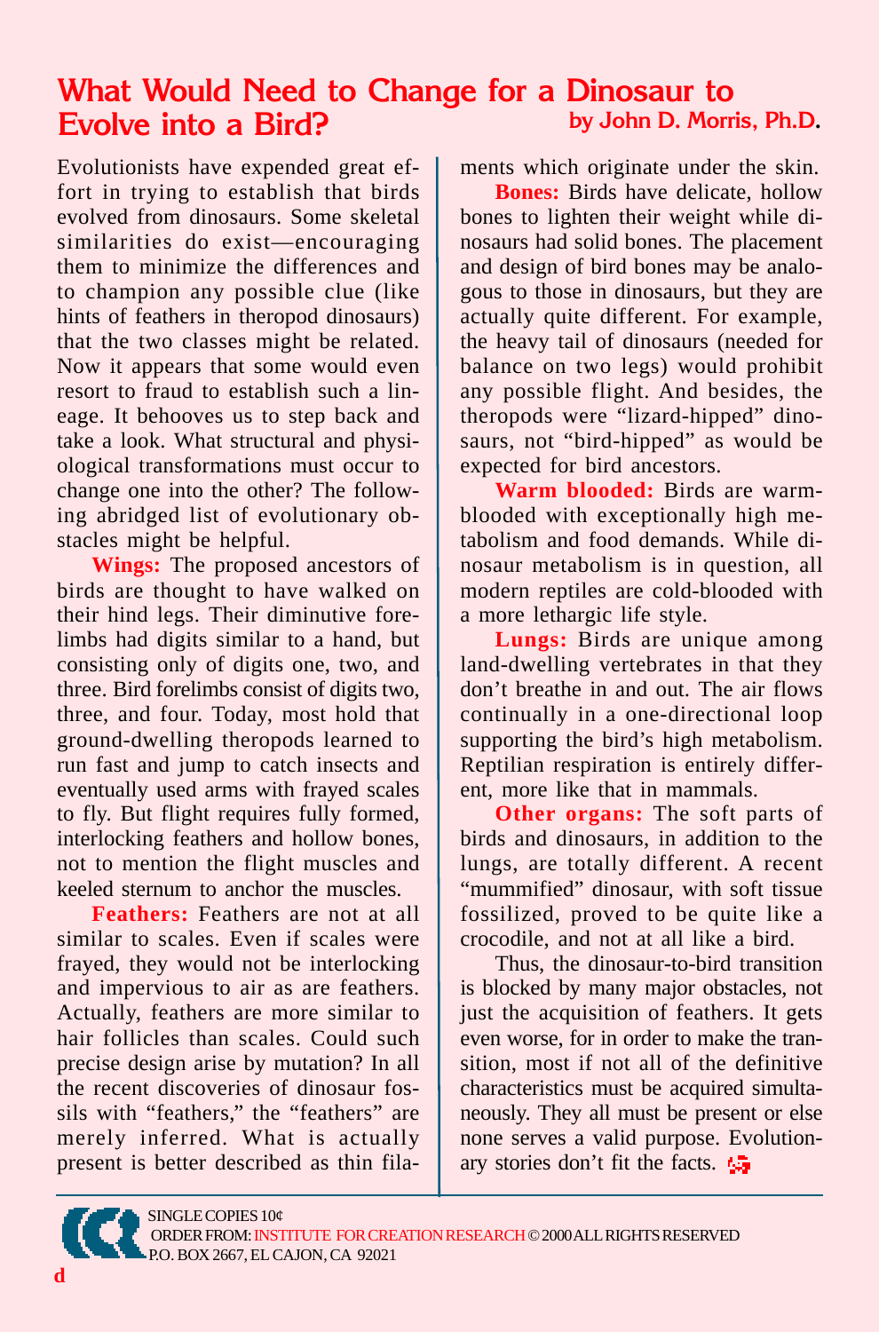# What Would Need to Change for a Dinosaur to Evolve into a Bird?

**by John D. Morris, Ph.D.**

Evolutionists have expended great effort in trying to establish that birds evolved from dinosaurs. Some skeletal similarities do exist—encouraging them to minimize the differences and to champion any possible clue (like hints of feathers in theropod dinosaurs) that the two classes might be related. Now it appears that some would even resort to fraud to establish such a lineage. It behooves us to step back and take a look. What structural and physiological transformations must occur to change one into the other? The following abridged list of evolutionary obstacles might be helpful.

**Wings:** The proposed ancestors of birds are thought to have walked on their hind legs. Their diminutive forelimbs had digits similar to a hand, but consisting only of digits one, two, and three. Bird forelimbs consist of digits two, three, and four. Today, most hold that ground-dwelling theropods learned to run fast and jump to catch insects and eventually used arms with frayed scales to fly. But flight requires fully formed, interlocking feathers and hollow bones, not to mention the flight muscles and keeled sternum to anchor the muscles.

**Feathers:** Feathers are not at all similar to scales. Even if scales were frayed, they would not be interlocking and impervious to air as are feathers. Actually, feathers are more similar to hair follicles than scales. Could such precise design arise by mutation? In all the recent discoveries of dinosaur fossils with “feathers,” the “feathers” are merely inferred. What is actually present is better described as thin filaments which originate under the skin.

**Bones:** Birds have delicate, hollow bones to lighten their weight while dinosaurs had solid bones. The placement and design of bird bones may be analogous to those in dinosaurs, but they are actually quite different. For example, the heavy tail of dinosaurs (needed for balance on two legs) would prohibit any possible flight. And besides, the theropods were “lizard-hipped” dinosaurs, not “bird-hipped” as would be expected for bird ancestors.

**Warm blooded:** Birds are warm-blooded with exceptionally high metabolism and food demands. While dinosaur metabolism is in question, all modern reptiles are cold-blooded with a more lethargic life style.

**Lungs:** Birds are unique among land-dwelling vertebrates in that they don’t breathe in and out. The air flows continually in a one-directional loop supporting the bird’s high metabolism. Reptilian respiration is entirely different, more like that in mammals.

**Other organs:** The soft parts of birds and dinosaurs, in addition to the lungs, are totally different. A recent “mummified” dinosaur, with soft tissue fossilized, proved to be quite like a crocodile, and not at all like a bird.

Thus, the dinosaur-to-bird transition is blocked by many major obstacles, not just the acquisition of feathers. It gets even worse, for in order to make the transition, most if not all of the definitive characteristics must be acquired simultaneously. They all must be present or else none serves a valid purpose. Evolutionary stories don’t fit the facts.

---

SINGLE COPIES 10¢
ORDER FROM: INSTITUTE FOR CREATION RESEARCH © 2000 ALL RIGHTS RESERVED
P.O. BOX 2667, EL CAJON, CA 92021

d